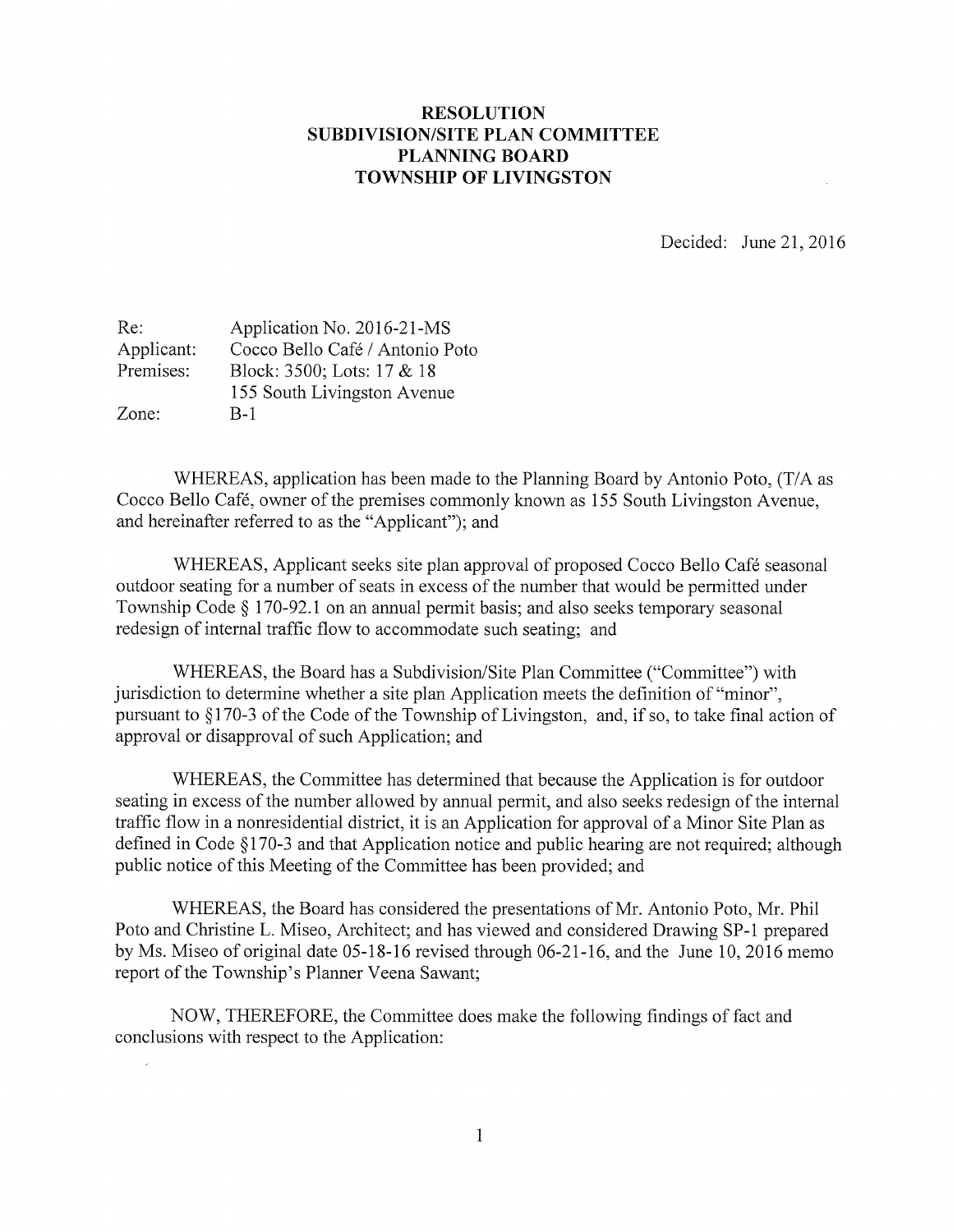**RESOLUTION**
**SUBDIVISION/SITE PLAN COMMITTEE**
**PLANNING BOARD**
**TOWNSHIP OF LIVINGSTON**

Decided: June 21, 2016

| | |
|---|---|
| Re: | Application No. 2016-21-MS |
| Applicant: | Cocco Bello Café / Antonio Poto |
| Premises: | Block: 3500; Lots: 17 & 18<br>155 South Livingston Avenue |
| Zone: | B-1 |

WHEREAS, application has been made to the Planning Board by Antonio Poto, (T/A as Cocco Bello Café, owner of the premises commonly known as 155 South Livingston Avenue, and hereinafter referred to as the "Applicant"); and

WHEREAS, Applicant seeks site plan approval of proposed Cocco Bello Café seasonal outdoor seating for a number of seats in excess of the number that would be permitted under Township Code § 170-92.1 on an annual permit basis; and also seeks temporary seasonal redesign of internal traffic flow to accommodate such seating; and

WHEREAS, the Board has a Subdivision/Site Plan Committee ("Committee") with jurisdiction to determine whether a site plan Application meets the definition of "minor", pursuant to §170-3 of the Code of the Township of Livingston, and, if so, to take final action of approval or disapproval of such Application; and

WHEREAS, the Committee has determined that because the Application is for outdoor seating in excess of the number allowed by annual permit, and also seeks redesign of the internal traffic flow in a nonresidential district, it is an Application for approval of a Minor Site Plan as defined in Code §170-3 and that Application notice and public hearing are not required; although public notice of this Meeting of the Committee has been provided; and

WHEREAS, the Board has considered the presentations of Mr. Antonio Poto, Mr. Phil Poto and Christine L. Miseo, Architect; and has viewed and considered Drawing SP-1 prepared by Ms. Miseo of original date 05-18-16 revised through 06-21-16, and the June 10, 2016 memo report of the Township's Planner Veena Sawant;

NOW, THEREFORE, the Committee does make the following findings of fact and conclusions with respect to the Application: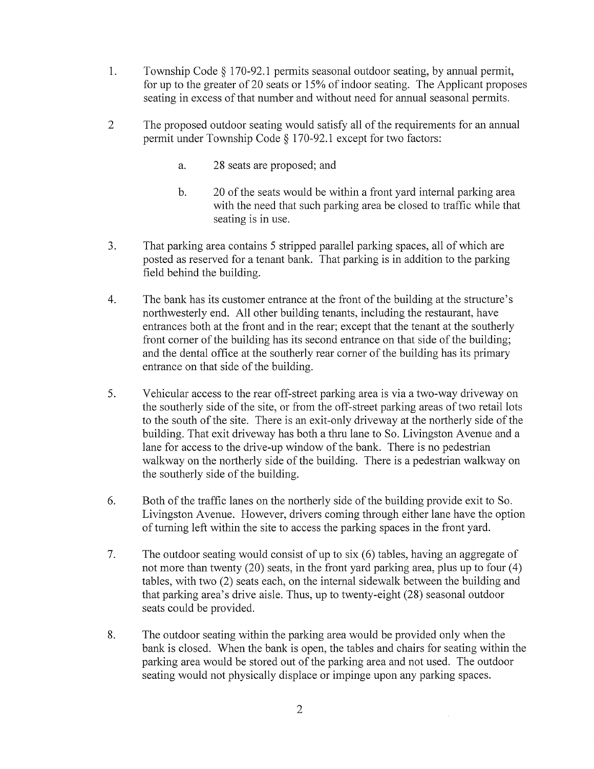1. Township Code § 170-92.1 permits seasonal outdoor seating, by annual permit, for up to the greater of 20 seats or 15% of indoor seating. The Applicant proposes seating in excess of that number and without need for annual seasonal permits.

2 The proposed outdoor seating would satisfy all of the requirements for an annual permit under Township Code § 170-92.1 except for two factors:

   a. 28 seats are proposed; and

   b. 20 of the seats would be within a front yard internal parking area with the need that such parking area be closed to traffic while that seating is in use.

3. That parking area contains 5 stripped parallel parking spaces, all of which are posted as reserved for a tenant bank. That parking is in addition to the parking field behind the building.

4. The bank has its customer entrance at the front of the building at the structure's northwesterly end. All other building tenants, including the restaurant, have entrances both at the front and in the rear; except that the tenant at the southerly front corner of the building has its second entrance on that side of the building; and the dental office at the southerly rear corner of the building has its primary entrance on that side of the building.

5. Vehicular access to the rear off-street parking area is via a two-way driveway on the southerly side of the site, or from the off-street parking areas of two retail lots to the south of the site. There is an exit-only driveway at the northerly side of the building. That exit driveway has both a thru lane to So. Livingston Avenue and a lane for access to the drive-up window of the bank. There is no pedestrian walkway on the northerly side of the building. There is a pedestrian walkway on the southerly side of the building.

6. Both of the traffic lanes on the northerly side of the building provide exit to So. Livingston Avenue. However, drivers coming through either lane have the option of turning left within the site to access the parking spaces in the front yard.

7. The outdoor seating would consist of up to six (6) tables, having an aggregate of not more than twenty (20) seats, in the front yard parking area, plus up to four (4) tables, with two (2) seats each, on the internal sidewalk between the building and that parking area's drive aisle. Thus, up to twenty-eight (28) seasonal outdoor seats could be provided.

8. The outdoor seating within the parking area would be provided only when the bank is closed. When the bank is open, the tables and chairs for seating within the parking area would be stored out of the parking area and not used. The outdoor seating would not physically displace or impinge upon any parking spaces.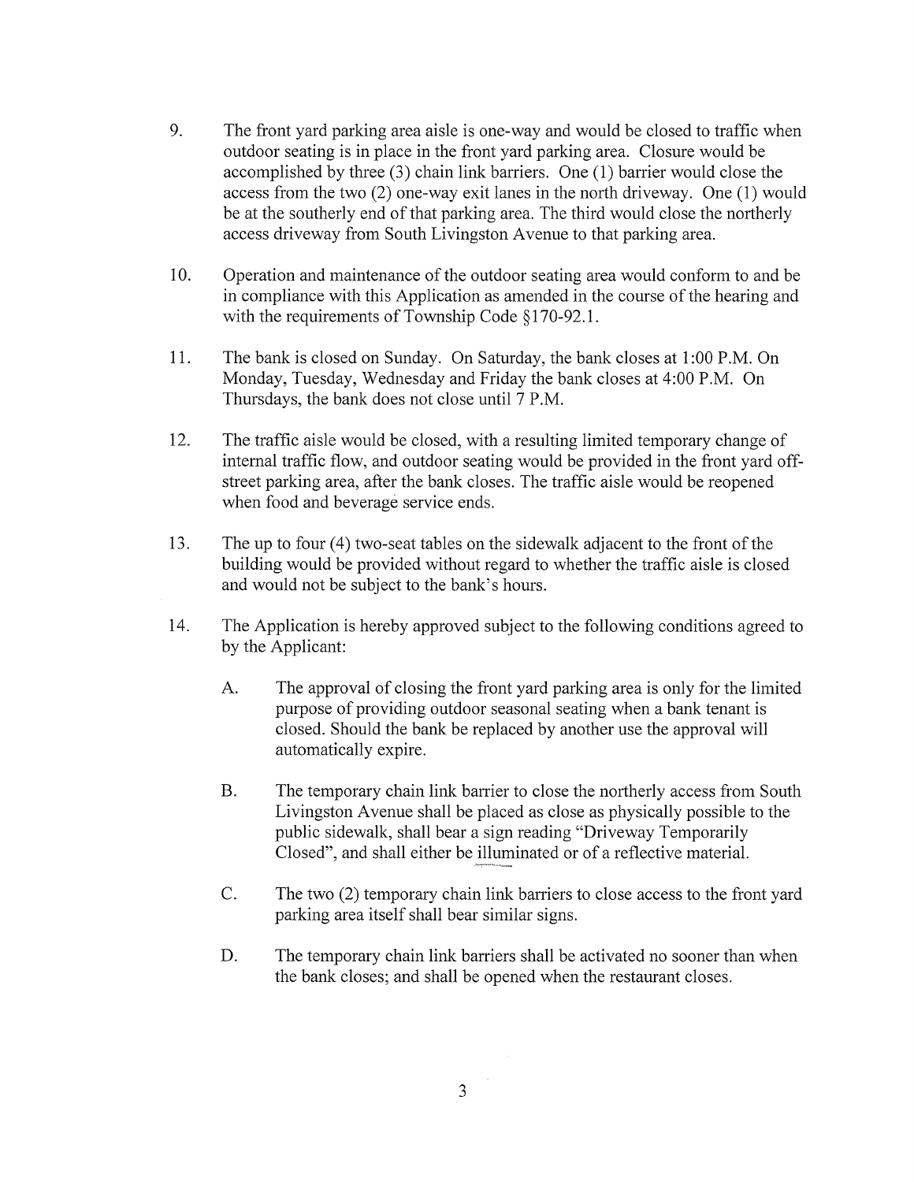9. The front yard parking area aisle is one-way and would be closed to traffic when outdoor seating is in place in the front yard parking area. Closure would be accomplished by three (3) chain link barriers. One (1) barrier would close the access from the two (2) one-way exit lanes in the north driveway. One (1) would be at the southerly end of that parking area. The third would close the northerly access driveway from South Livingston Avenue to that parking area.

10. Operation and maintenance of the outdoor seating area would conform to and be in compliance with this Application as amended in the course of the hearing and with the requirements of Township Code §170-92.1.

11. The bank is closed on Sunday. On Saturday, the bank closes at 1:00 P.M. On Monday, Tuesday, Wednesday and Friday the bank closes at 4:00 P.M. On Thursdays, the bank does not close until 7 P.M.

12. The traffic aisle would be closed, with a resulting limited temporary change of internal traffic flow, and outdoor seating would be provided in the front yard off-street parking area, after the bank closes. The traffic aisle would be reopened when food and beverage service ends.

13. The up to four (4) two-seat tables on the sidewalk adjacent to the front of the building would be provided without regard to whether the traffic aisle is closed and would not be subject to the bank's hours.

14. The Application is hereby approved subject to the following conditions agreed to by the Applicant:

    A. The approval of closing the front yard parking area is only for the limited purpose of providing outdoor seasonal seating when a bank tenant is closed. Should the bank be replaced by another use the approval will automatically expire.

    B. The temporary chain link barrier to close the northerly access from South Livingston Avenue shall be placed as close as physically possible to the public sidewalk, shall bear a sign reading "Driveway Temporarily Closed", and shall either be illuminated or of a reflective material.

    C. The two (2) temporary chain link barriers to close access to the front yard parking area itself shall bear similar signs.

    D. The temporary chain link barriers shall be activated no sooner than when the bank closes; and shall be opened when the restaurant closes.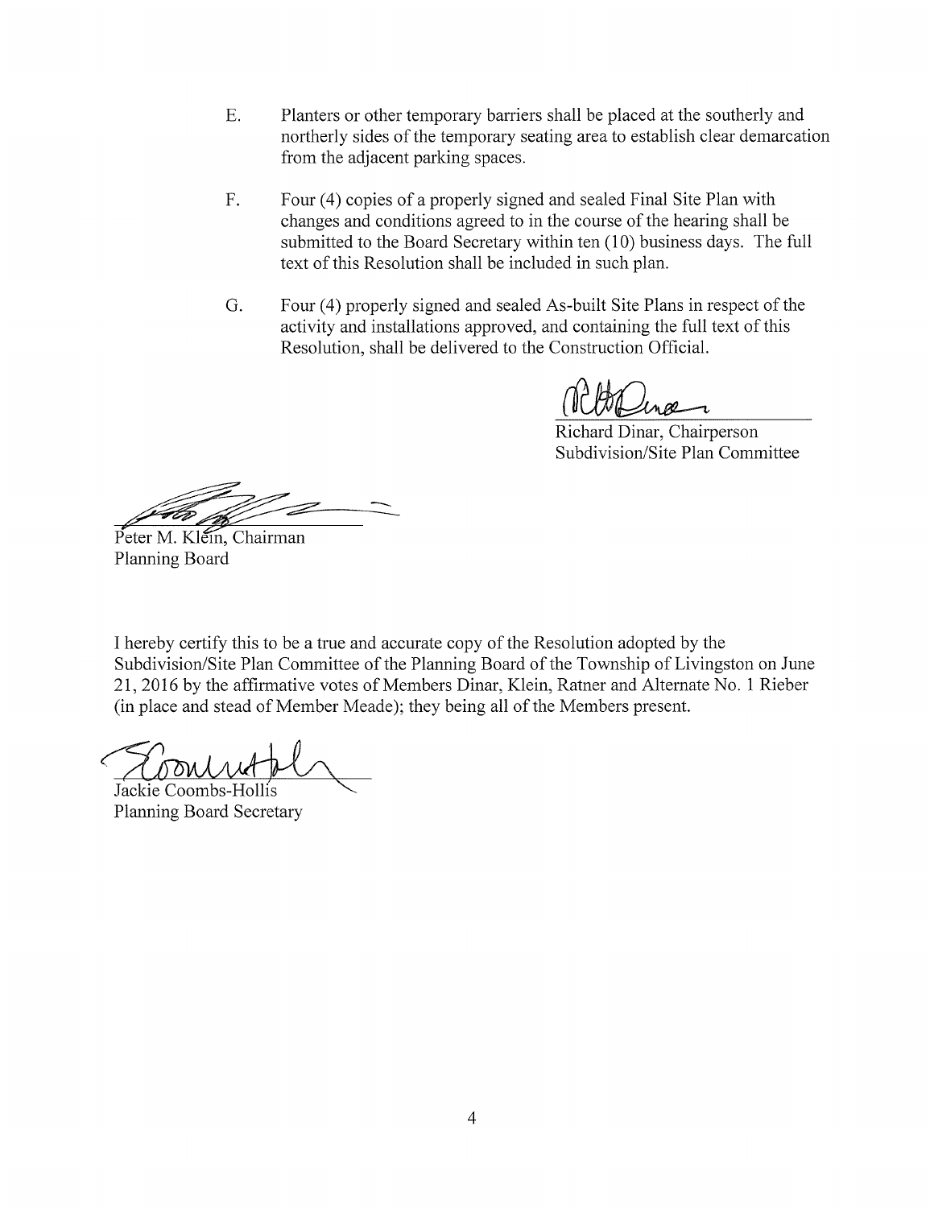E. Planters or other temporary barriers shall be placed at the southerly and northerly sides of the temporary seating area to establish clear demarcation from the adjacent parking spaces.

F. Four (4) copies of a properly signed and sealed Final Site Plan with changes and conditions agreed to in the course of the hearing shall be submitted to the Board Secretary within ten (10) business days. The full text of this Resolution shall be included in such plan.

G. Four (4) properly signed and sealed As-built Site Plans in respect of the activity and installations approved, and containing the full text of this Resolution, shall be delivered to the Construction Official.

Richard Dinar, Chairperson
Subdivision/Site Plan Committee

Peter M. Klein, Chairman
Planning Board

I hereby certify this to be a true and accurate copy of the Resolution adopted by the Subdivision/Site Plan Committee of the Planning Board of the Township of Livingston on June 21, 2016 by the affirmative votes of Members Dinar, Klein, Ratner and Alternate No. 1 Rieber (in place and stead of Member Meade); they being all of the Members present.

Jackie Coombs-Hollis
Planning Board Secretary